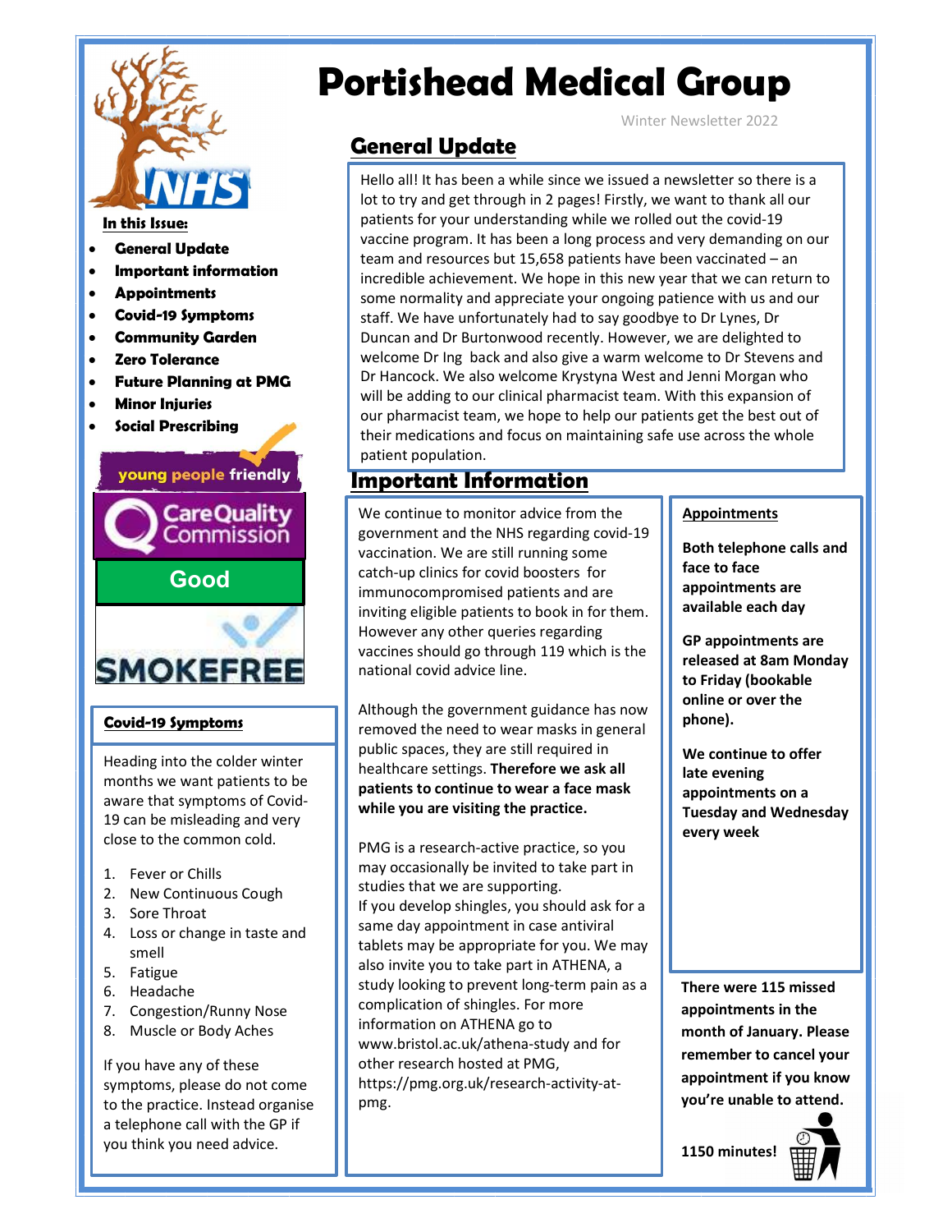# Portishead Medical Group

Winter Newsletter 2022

**In this Issue:**

- **General Update**
- **Important information**
- **Appointments**
- **Covid-19 Symptoms**
- **Community Garden**
- **Zero Tolerance**
- **Future Planning at PMG**
- **Minor Injuries**
- **Social Prescribing**

young people friendly

Care Quality Commission

Good

SMOKEFREE

## General Update

Hello all! It has been a while since we issued a newsletter so there is a lot to try and get through in 2 pages! Firstly, we want to thank all our patients for your understanding while we rolled out the covid-19 vaccine program. It has been a long process and very demanding on our team and resources but 15,658 patients have been vaccinated – an incredible achievement. We hope in this new year that we can return to some normality and appreciate your ongoing patience with us and our staff. We have unfortunately had to say goodbye to Dr Lynes, Dr Duncan and Dr Burtonwood recently. However, we are delighted to welcome Dr Ing back and also give a warm welcome to Dr Stevens and Dr Hancock. We also welcome Krystyna West and Jenni Morgan who will be adding to our clinical pharmacist team. With this expansion of our pharmacist team, we hope to help our patients get the best out of their medications and focus on maintaining safe use across the whole patient population.

## Important Information

We continue to monitor advice from the government and the NHS regarding covid-19 vaccination. We are still running some catch-up clinics for covid boosters for immunocompromised patients and are inviting eligible patients to book in for them. However any other queries regarding vaccines should go through 119 which is the national covid advice line.

Although the government guidance has now removed the need to wear masks in general public spaces, they are still required in healthcare settings. **Therefore we ask all patients to continue to wear a face mask while you are visiting the practice.**

PMG is a research-active practice, so you may occasionally be invited to take part in studies that we are supporting.
If you develop shingles, you should ask for a same day appointment in case antiviral tablets may be appropriate for you. We may also invite you to take part in ATHENA, a study looking to prevent long-term pain as a complication of shingles. For more information on ATHENA go to www.bristol.ac.uk/athena-study and for other research hosted at PMG, https://pmg.org.uk/research-activity-at-pmg.

## Appointments

**Both telephone calls and face to face appointments are available each day**

**GP appointments are released at 8am Monday to Friday (bookable online or over the phone).**

**We continue to offer late evening appointments on a Tuesday and Wednesday every week**

**There were 115 missed appointments in the month of January. Please remember to cancel your appointment if you know you're unable to attend.**

**1150 minutes!**

## Covid-19 Symptoms

Heading into the colder winter months we want patients to be aware that symptoms of Covid-19 can be misleading and very close to the common cold.

1. Fever or Chills
2. New Continuous Cough
3. Sore Throat
4. Loss or change in taste and smell
5. Fatigue
6. Headache
7. Congestion/Runny Nose
8. Muscle or Body Aches

If you have any of these symptoms, please do not come to the practice. Instead organise a telephone call with the GP if you think you need advice.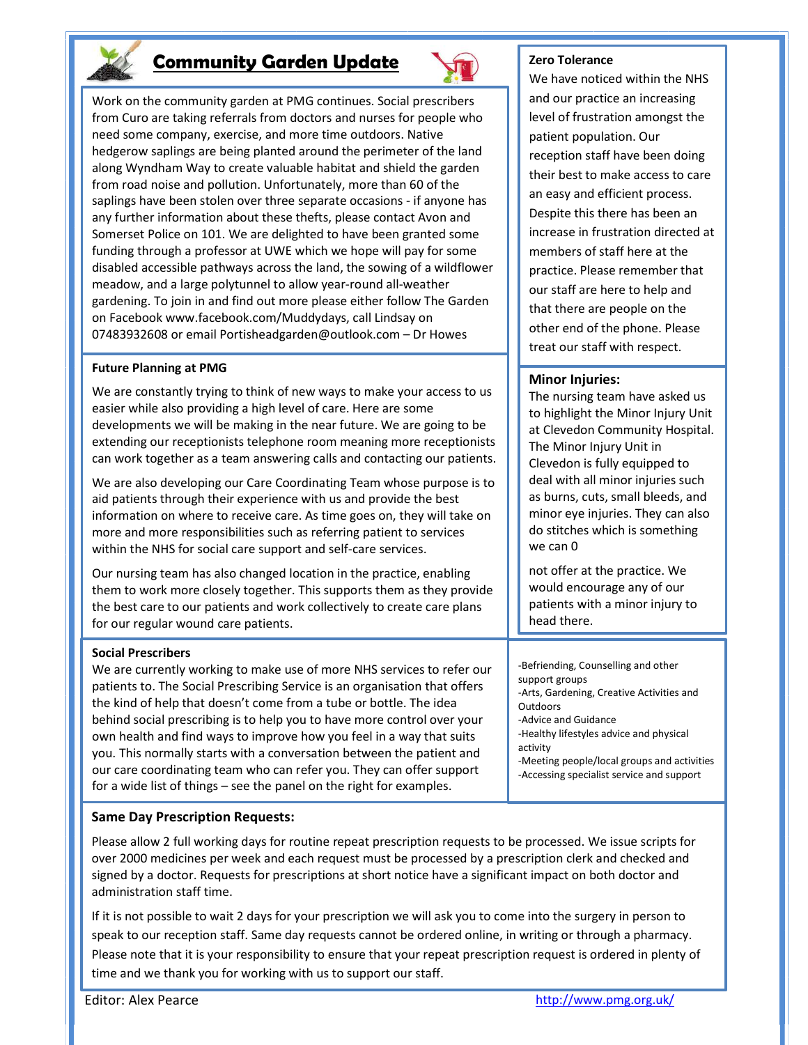# Community Garden Update

Work on the community garden at PMG continues. Social prescribers from Curo are taking referrals from doctors and nurses for people who need some company, exercise, and more time outdoors. Native hedgerow saplings are being planted around the perimeter of the land along Wyndham Way to create valuable habitat and shield the garden from road noise and pollution. Unfortunately, more than 60 of the saplings have been stolen over three separate occasions - if anyone has any further information about these thefts, please contact Avon and Somerset Police on 101. We are delighted to have been granted some funding through a professor at UWE which we hope will pay for some disabled accessible pathways across the land, the sowing of a wildflower meadow, and a large polytunnel to allow year-round all-weather gardening. To join in and find out more please either follow The Garden on Facebook www.facebook.com/Muddydays, call Lindsay on 07483932608 or email Portisheadgarden@outlook.com – Dr Howes

## Future Planning at PMG

We are constantly trying to think of new ways to make your access to us easier while also providing a high level of care. Here are some developments we will be making in the near future. We are going to be extending our receptionists telephone room meaning more receptionists can work together as a team answering calls and contacting our patients.

We are also developing our Care Coordinating Team whose purpose is to aid patients through their experience with us and provide the best information on where to receive care. As time goes on, they will take on more and more responsibilities such as referring patient to services within the NHS for social care support and self-care services.

Our nursing team has also changed location in the practice, enabling them to work more closely together. This supports them as they provide the best care to our patients and work collectively to create care plans for our regular wound care patients.

## Social Prescribers

We are currently working to make use of more NHS services to refer our patients to. The Social Prescribing Service is an organisation that offers the kind of help that doesn't come from a tube or bottle. The idea behind social prescribing is to help you to have more control over your own health and find ways to improve how you feel in a way that suits you. This normally starts with a conversation between the patient and our care coordinating team who can refer you. They can offer support for a wide list of things – see the panel on the right for examples.

- Befriending, Counselling and other support groups
- Arts, Gardening, Creative Activities and Outdoors
- Advice and Guidance
- Healthy lifestyles advice and physical activity
- Meeting people/local groups and activities
- Accessing specialist service and support

## Zero Tolerance

We have noticed within the NHS and our practice an increasing level of frustration amongst the patient population. Our reception staff have been doing their best to make access to care an easy and efficient process. Despite this there has been an increase in frustration directed at members of staff here at the practice. Please remember that our staff are here to help and that there are people on the other end of the phone. Please treat our staff with respect.

## Minor Injuries:

The nursing team have asked us to highlight the Minor Injury Unit at Clevedon Community Hospital. The Minor Injury Unit in Clevedon is fully equipped to deal with all minor injuries such as burns, cuts, small bleeds, and minor eye injuries. They can also do stitches which is something we can 0

not offer at the practice. We would encourage any of our patients with a minor injury to head there.

## Same Day Prescription Requests:

Please allow 2 full working days for routine repeat prescription requests to be processed. We issue scripts for over 2000 medicines per week and each request must be processed by a prescription clerk and checked and signed by a doctor. Requests for prescriptions at short notice have a significant impact on both doctor and administration staff time.

If it is not possible to wait 2 days for your prescription we will ask you to come into the surgery in person to speak to our reception staff. Same day requests cannot be ordered online, in writing or through a pharmacy. Please note that it is your responsibility to ensure that your repeat prescription request is ordered in plenty of time and we thank you for working with us to support our staff.

Editor: Alex Pearce

http://www.pmg.org.uk/